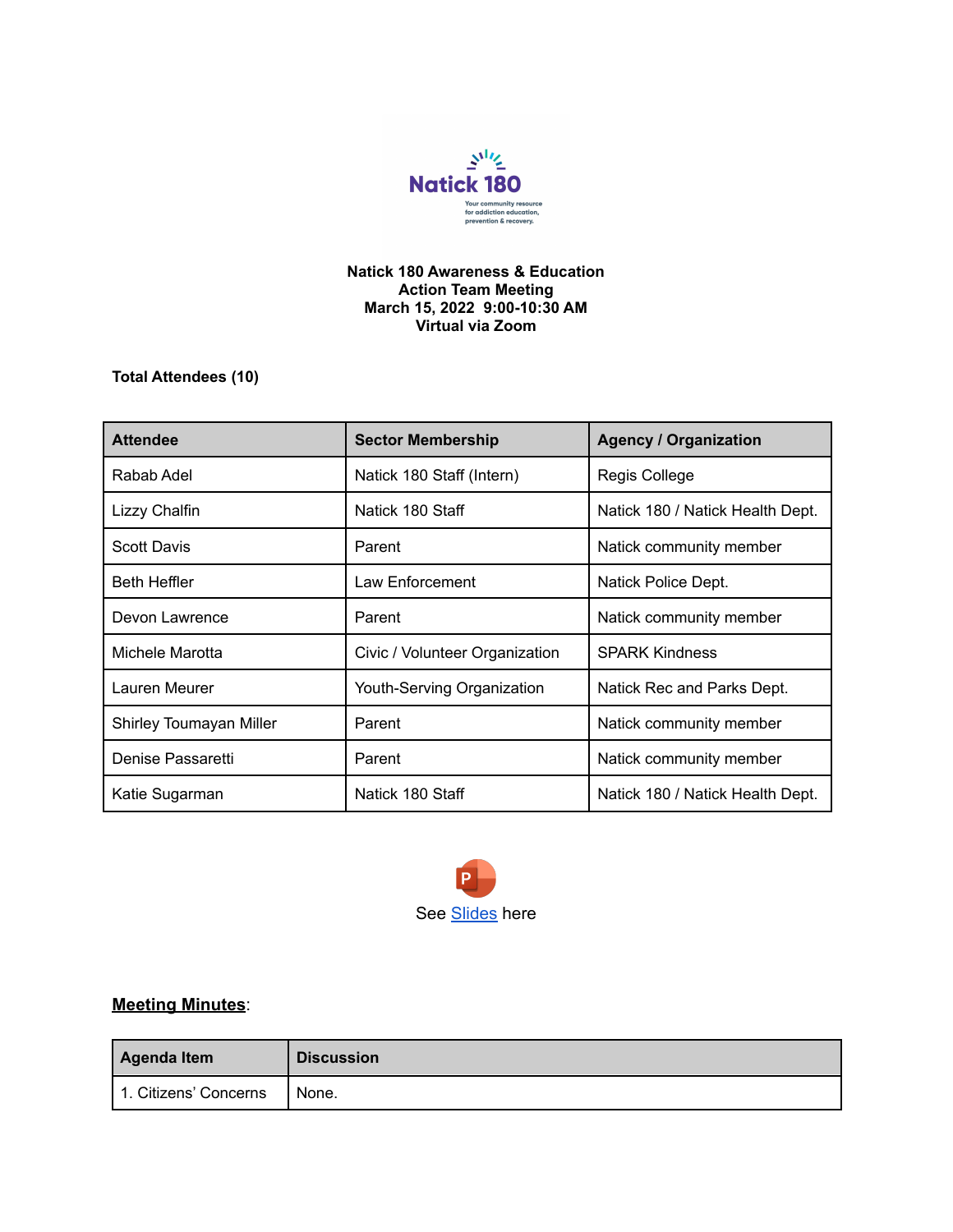**Natick 180 Awareness & Education**
**Action Team Meeting**
**March 15, 2022 9:00-10:30 AM**
**Virtual via Zoom**

**Total Attendees (10)**

| Attendee | Sector Membership | Agency / Organization |
|---|---|---|
| Rabab Adel | Natick 180 Staff (Intern) | Regis College |
| Lizzy Chalfin | Natick 180 Staff | Natick 180 / Natick Health Dept. |
| Scott Davis | Parent | Natick community member |
| Beth Heffler | Law Enforcement | Natick Police Dept. |
| Devon Lawrence | Parent | Natick community member |
| Michele Marotta | Civic / Volunteer Organization | SPARK Kindness |
| Lauren Meurer | Youth-Serving Organization | Natick Rec and Parks Dept. |
| Shirley Toumayan Miller | Parent | Natick community member |
| Denise Passaretti | Parent | Natick community member |
| Katie Sugarman | Natick 180 Staff | Natick 180 / Natick Health Dept. |

See Slides here

**Meeting Minutes**:

| Agenda Item | Discussion |
|---|---|
| 1. Citizens' Concerns | None. |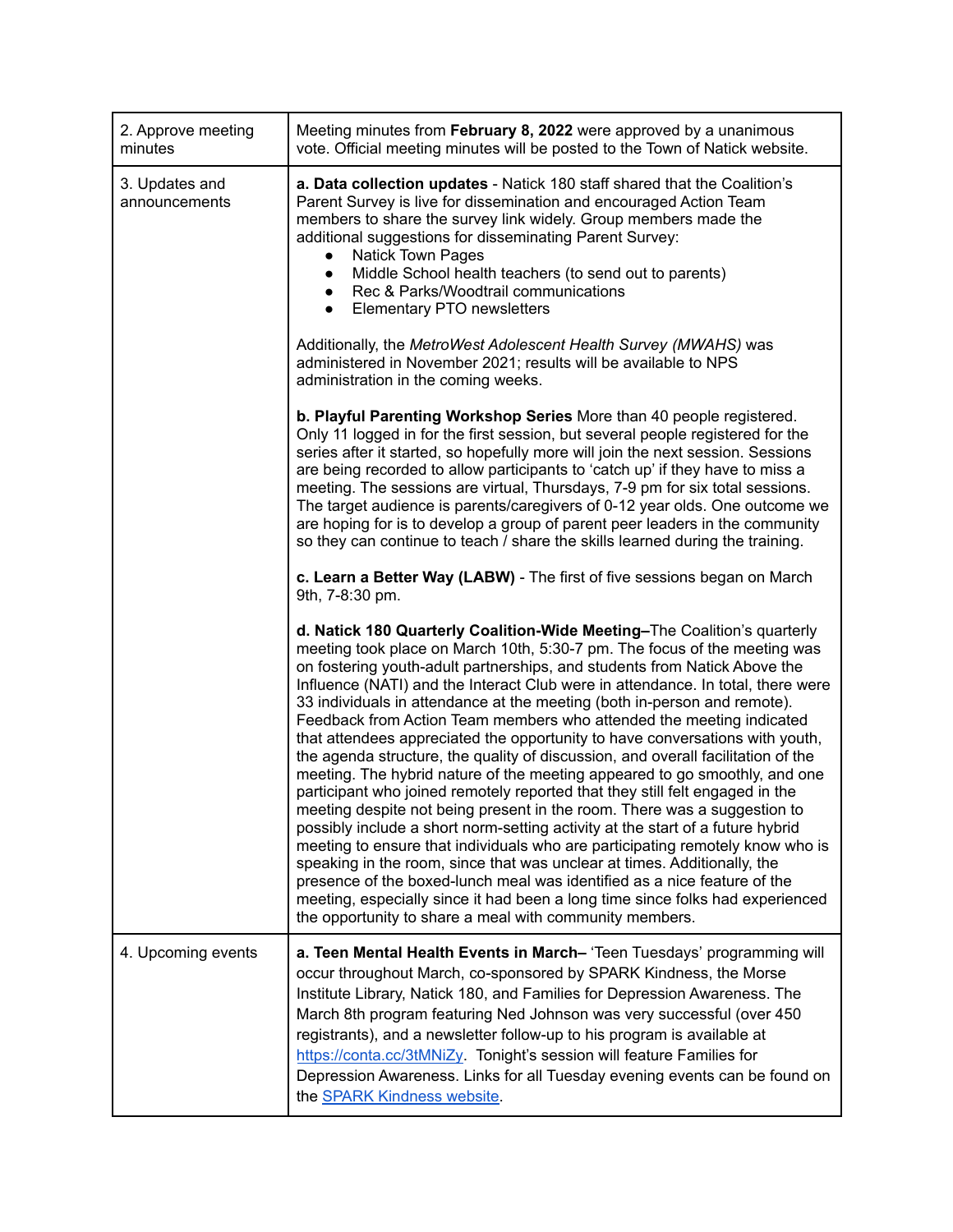| | |
|---|---|
| 2. Approve meeting minutes | Meeting minutes from **February 8, 2022** were approved by a unanimous vote. Official meeting minutes will be posted to the Town of Natick website. |
| 3. Updates and announcements | **a. Data collection updates** - Natick 180 staff shared that the Coalition's Parent Survey is live for dissemination and encouraged Action Team members to share the survey link widely. Group members made the additional suggestions for disseminating Parent Survey:<br>• Natick Town Pages<br>• Middle School health teachers (to send out to parents)<br>• Rec & Parks/Woodtrail communications<br>• Elementary PTO newsletters<br><br>Additionally, the *MetroWest Adolescent Health Survey (MWAHS)* was administered in November 2021; results will be available to NPS administration in the coming weeks.<br><br>**b. Playful Parenting Workshop Series** More than 40 people registered. Only 11 logged in for the first session, but several people registered for the series after it started, so hopefully more will join the next session. Sessions are being recorded to allow participants to 'catch up' if they have to miss a meeting. The sessions are virtual, Thursdays, 7-9 pm for six total sessions. The target audience is parents/caregivers of 0-12 year olds. One outcome we are hoping for is to develop a group of parent peer leaders in the community so they can continue to teach / share the skills learned during the training.<br><br>**c. Learn a Better Way (LABW)** - The first of five sessions began on March 9th, 7-8:30 pm.<br><br>**d. Natick 180 Quarterly Coalition-Wide Meeting–**The Coalition's quarterly meeting took place on March 10th, 5:30-7 pm. The focus of the meeting was on fostering youth-adult partnerships, and students from Natick Above the Influence (NATI) and the Interact Club were in attendance. In total, there were 33 individuals in attendance at the meeting (both in-person and remote). Feedback from Action Team members who attended the meeting indicated that attendees appreciated the opportunity to have conversations with youth, the agenda structure, the quality of discussion, and overall facilitation of the meeting. The hybrid nature of the meeting appeared to go smoothly, and one participant who joined remotely reported that they still felt engaged in the meeting despite not being present in the room. There was a suggestion to possibly include a short norm-setting activity at the start of a future hybrid meeting to ensure that individuals who are participating remotely know who is speaking in the room, since that was unclear at times. Additionally, the presence of the boxed-lunch meal was identified as a nice feature of the meeting, especially since it had been a long time since folks had experienced the opportunity to share a meal with community members. |
| 4. Upcoming events | **a. Teen Mental Health Events in March–** 'Teen Tuesdays' programming will occur throughout March, co-sponsored by SPARK Kindness, the Morse Institute Library, Natick 180, and Families for Depression Awareness. The March 8th program featuring Ned Johnson was very successful (over 450 registrants), and a newsletter follow-up to his program is available at https://conta.cc/3tMNiZy. Tonight's session will feature Families for Depression Awareness. Links for all Tuesday evening events can be found on the SPARK Kindness website. |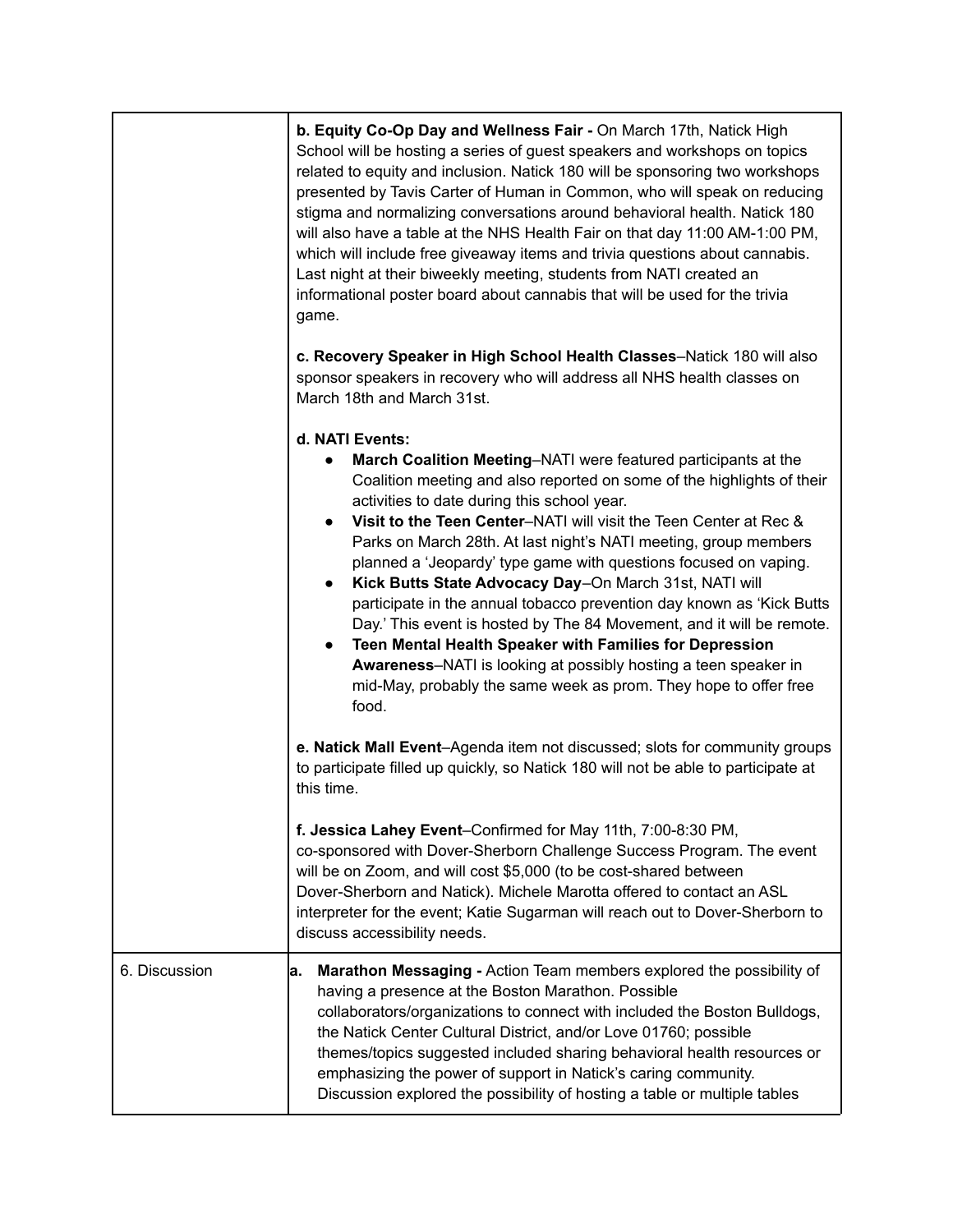| | |
|---|---|
| | **b. Equity Co-Op Day and Wellness Fair -** On March 17th, Natick High School will be hosting a series of guest speakers and workshops on topics related to equity and inclusion. Natick 180 will be sponsoring two workshops presented by Tavis Carter of Human in Common, who will speak on reducing stigma and normalizing conversations around behavioral health. Natick 180 will also have a table at the NHS Health Fair on that day 11:00 AM-1:00 PM, which will include free giveaway items and trivia questions about cannabis. Last night at their biweekly meeting, students from NATI created an informational poster board about cannabis that will be used for the trivia game.<br><br>**c. Recovery Speaker in High School Health Classes**–Natick 180 will also sponsor speakers in recovery who will address all NHS health classes on March 18th and March 31st.<br><br>**d. NATI Events:**<br>● **March Coalition Meeting**–NATI were featured participants at the Coalition meeting and also reported on some of the highlights of their activities to date during this school year.<br>● **Visit to the Teen Center**–NATI will visit the Teen Center at Rec & Parks on March 28th. At last night's NATI meeting, group members planned a 'Jeopardy' type game with questions focused on vaping.<br>● **Kick Butts State Advocacy Day**–On March 31st, NATI will participate in the annual tobacco prevention day known as 'Kick Butts Day.' This event is hosted by The 84 Movement, and it will be remote.<br>● **Teen Mental Health Speaker with Families for Depression Awareness**–NATI is looking at possibly hosting a teen speaker in mid-May, probably the same week as prom. They hope to offer free food.<br><br>**e. Natick Mall Event**–Agenda item not discussed; slots for community groups to participate filled up quickly, so Natick 180 will not be able to participate at this time.<br><br>**f. Jessica Lahey Event**–Confirmed for May 11th, 7:00-8:30 PM, co-sponsored with Dover-Sherborn Challenge Success Program. The event will be on Zoom, and will cost $5,000 (to be cost-shared between Dover-Sherborn and Natick). Michele Marotta offered to contact an ASL interpreter for the event; Katie Sugarman will reach out to Dover-Sherborn to discuss accessibility needs. |
| 6. Discussion | **a. Marathon Messaging -** Action Team members explored the possibility of having a presence at the Boston Marathon. Possible collaborators/organizations to connect with included the Boston Bulldogs, the Natick Center Cultural District, and/or Love 01760; possible themes/topics suggested included sharing behavioral health resources or emphasizing the power of support in Natick's caring community. Discussion explored the possibility of hosting a table or multiple tables |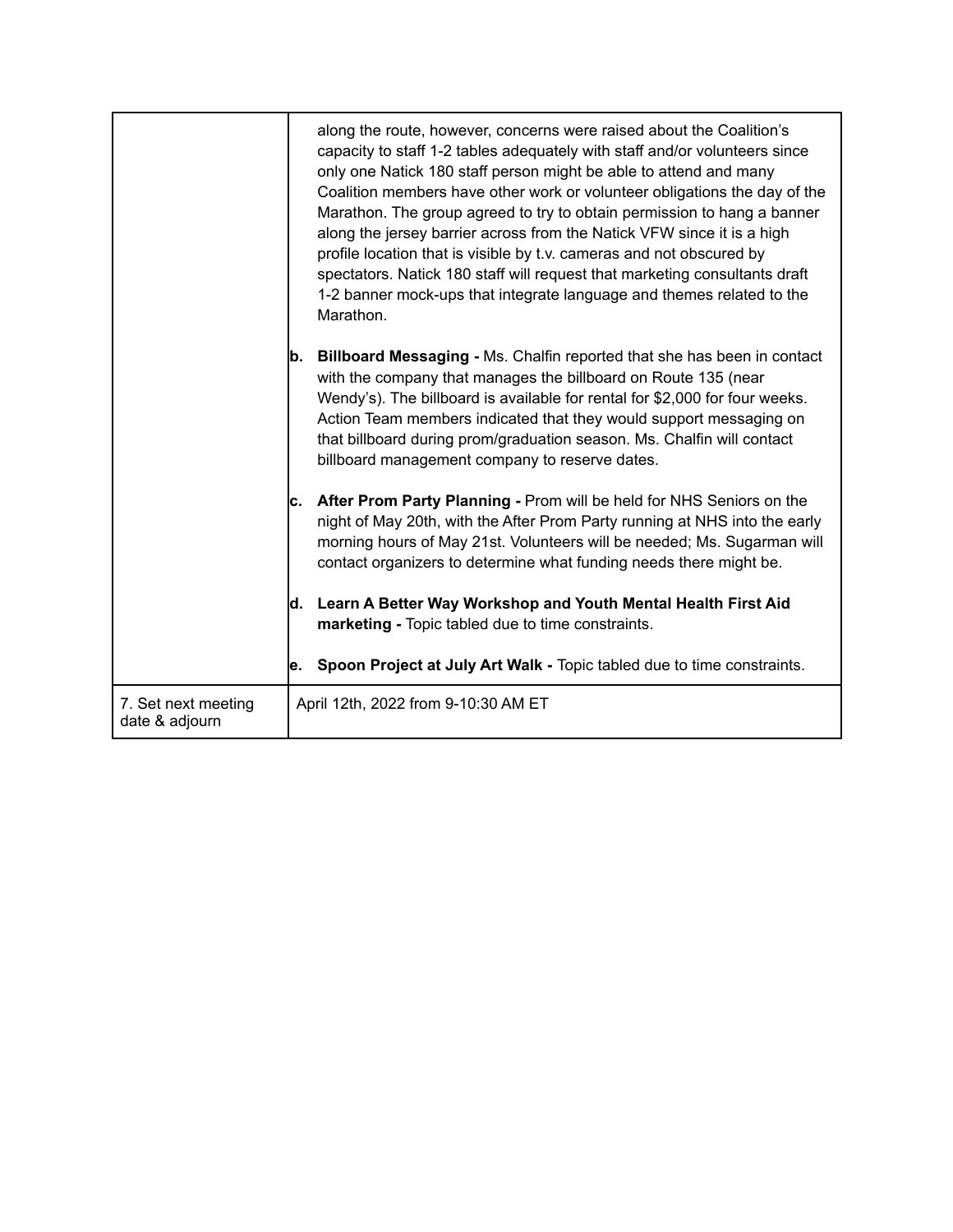| | |
|---|---|
| | along the route, however, concerns were raised about the Coalition's capacity to staff 1-2 tables adequately with staff and/or volunteers since only one Natick 180 staff person might be able to attend and many Coalition members have other work or volunteer obligations the day of the Marathon. The group agreed to try to obtain permission to hang a banner along the jersey barrier across from the Natick VFW since it is a high profile location that is visible by t.v. cameras and not obscured by spectators. Natick 180 staff will request that marketing consultants draft 1-2 banner mock-ups that integrate language and themes related to the Marathon.<br><br>**b. Billboard Messaging -** Ms. Chalfin reported that she has been in contact with the company that manages the billboard on Route 135 (near Wendy's). The billboard is available for rental for $2,000 for four weeks. Action Team members indicated that they would support messaging on that billboard during prom/graduation season. Ms. Chalfin will contact billboard management company to reserve dates.<br><br>**c. After Prom Party Planning -** Prom will be held for NHS Seniors on the night of May 20th, with the After Prom Party running at NHS into the early morning hours of May 21st. Volunteers will be needed; Ms. Sugarman will contact organizers to determine what funding needs there might be.<br><br>**d. Learn A Better Way Workshop and Youth Mental Health First Aid marketing -** Topic tabled due to time constraints.<br><br>**e. Spoon Project at July Art Walk -** Topic tabled due to time constraints. |
| 7. Set next meeting date & adjourn | April 12th, 2022 from 9-10:30 AM ET |